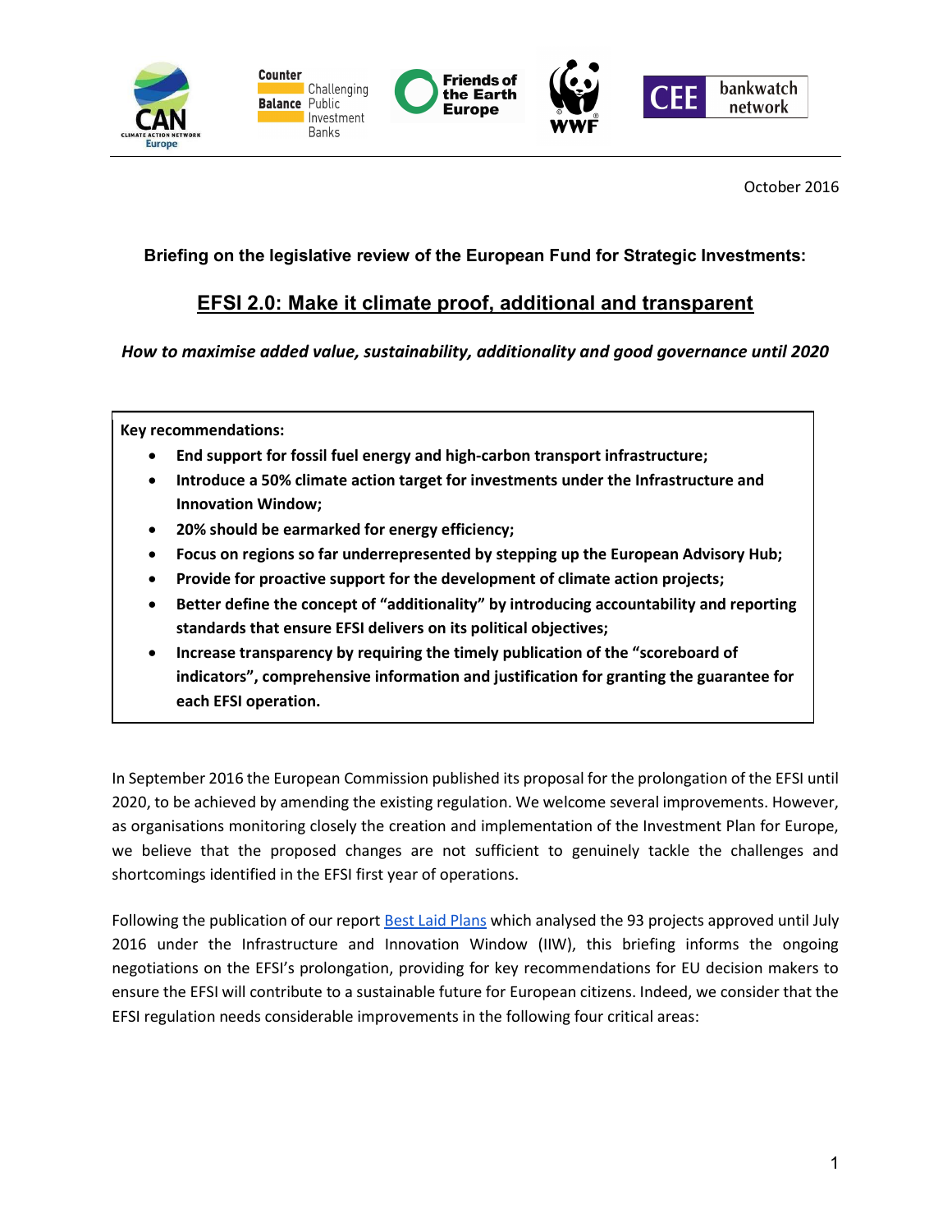October 2016

**Briefing on the legislative review of the European Fund for Strategic Investments:**

# EFSI 2.0: Make it climate proof, additional and transparent

*How to maximise added value, sustainability, additionality and good governance until 2020*

**Key recommendations:**

- **End support for fossil fuel energy and high-carbon transport infrastructure;**
- **Introduce a 50% climate action target for investments under the Infrastructure and Innovation Window;**
- **20% should be earmarked for energy efficiency;**
- **Focus on regions so far underrepresented by stepping up the European Advisory Hub;**
- **Provide for proactive support for the development of climate action projects;**
- **Better define the concept of "additionality" by introducing accountability and reporting standards that ensure EFSI delivers on its political objectives;**
- **Increase transparency by requiring the timely publication of the "scoreboard of indicators", comprehensive information and justification for granting the guarantee for each EFSI operation.**

In September 2016 the European Commission published its proposal for the prolongation of the EFSI until 2020, to be achieved by amending the existing regulation. We welcome several improvements. However, as organisations monitoring closely the creation and implementation of the Investment Plan for Europe, we believe that the proposed changes are not sufficient to genuinely tackle the challenges and shortcomings identified in the EFSI first year of operations.

Following the publication of our report Best Laid Plans which analysed the 93 projects approved until July 2016 under the Infrastructure and Innovation Window (IIW), this briefing informs the ongoing negotiations on the EFSI's prolongation, providing for key recommendations for EU decision makers to ensure the EFSI will contribute to a sustainable future for European citizens. Indeed, we consider that the EFSI regulation needs considerable improvements in the following four critical areas: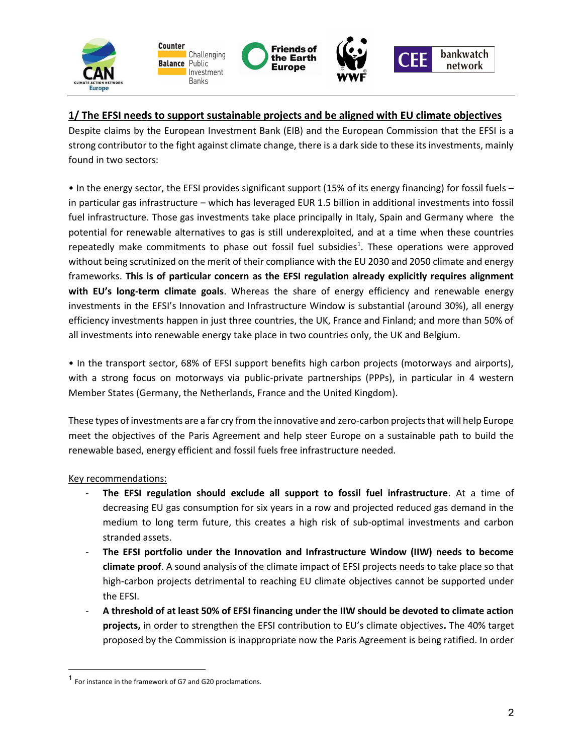## 1/ The EFSI needs to support sustainable projects and be aligned with EU climate objectives

Despite claims by the European Investment Bank (EIB) and the European Commission that the EFSI is a strong contributor to the fight against climate change, there is a dark side to these its investments, mainly found in two sectors:

• In the energy sector, the EFSI provides significant support (15% of its energy financing) for fossil fuels – in particular gas infrastructure – which has leveraged EUR 1.5 billion in additional investments into fossil fuel infrastructure. Those gas investments take place principally in Italy, Spain and Germany where the potential for renewable alternatives to gas is still underexploited, and at a time when these countries repeatedly make commitments to phase out fossil fuel subsidies[1]. These operations were approved without being scrutinized on the merit of their compliance with the EU 2030 and 2050 climate and energy frameworks. **This is of particular concern as the EFSI regulation already explicitly requires alignment with EU's long-term climate goals**. Whereas the share of energy efficiency and renewable energy investments in the EFSI's Innovation and Infrastructure Window is substantial (around 30%), all energy efficiency investments happen in just three countries, the UK, France and Finland; and more than 50% of all investments into renewable energy take place in two countries only, the UK and Belgium.

• In the transport sector, 68% of EFSI support benefits high carbon projects (motorways and airports), with a strong focus on motorways via public-private partnerships (PPPs), in particular in 4 western Member States (Germany, the Netherlands, France and the United Kingdom).

These types of investments are a far cry from the innovative and zero-carbon projects that will help Europe meet the objectives of the Paris Agreement and help steer Europe on a sustainable path to build the renewable based, energy efficient and fossil fuels free infrastructure needed.

Key recommendations:

- **The EFSI regulation should exclude all support to fossil fuel infrastructure**. At a time of decreasing EU gas consumption for six years in a row and projected reduced gas demand in the medium to long term future, this creates a high risk of sub-optimal investments and carbon stranded assets.
- **The EFSI portfolio under the Innovation and Infrastructure Window (IIW) needs to become climate proof**. A sound analysis of the climate impact of EFSI projects needs to take place so that high-carbon projects detrimental to reaching EU climate objectives cannot be supported under the EFSI.
- **A threshold of at least 50% of EFSI financing under the IIW should be devoted to climate action projects,** in order to strengthen the EFSI contribution to EU's climate objectives**.** The 40% target proposed by the Commission is inappropriate now the Paris Agreement is being ratified. In order

[1] For instance in the framework of G7 and G20 proclamations.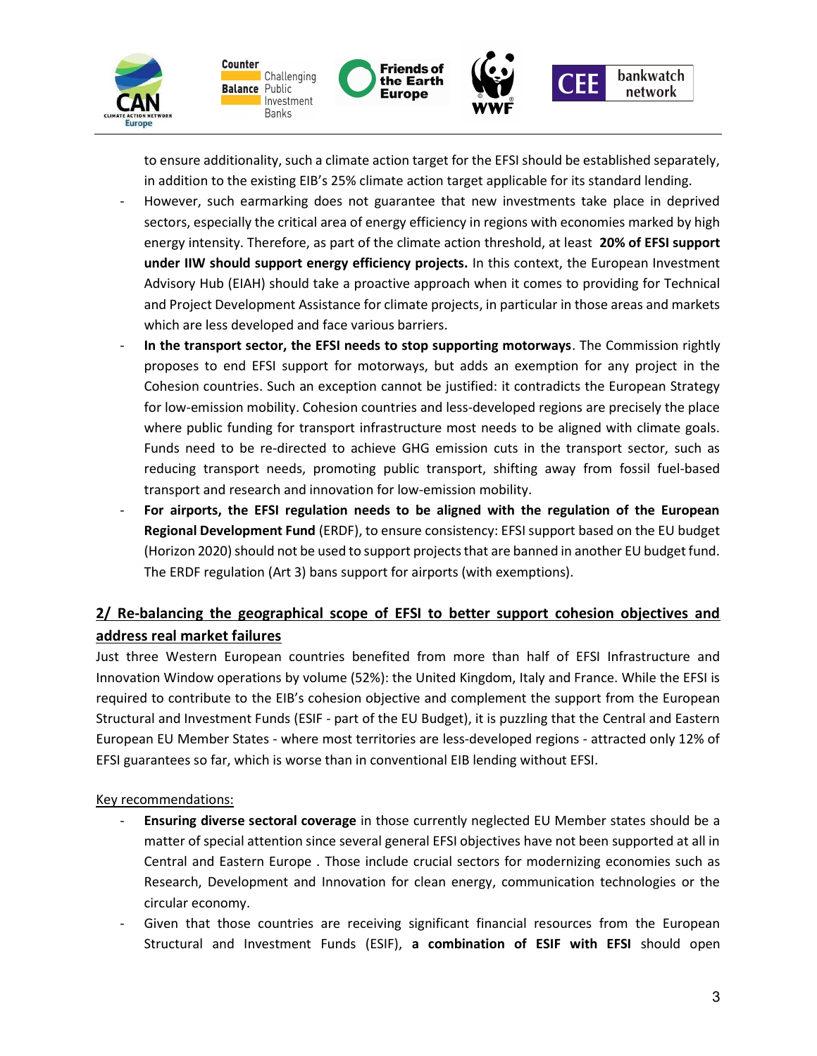to ensure additionality, such a climate action target for the EFSI should be established separately, in addition to the existing EIB's 25% climate action target applicable for its standard lending.

- However, such earmarking does not guarantee that new investments take place in deprived sectors, especially the critical area of energy efficiency in regions with economies marked by high energy intensity. Therefore, as part of the climate action threshold, at least **20% of EFSI support under IIW should support energy efficiency projects.** In this context, the European Investment Advisory Hub (EIAH) should take a proactive approach when it comes to providing for Technical and Project Development Assistance for climate projects, in particular in those areas and markets which are less developed and face various barriers.
- **In the transport sector, the EFSI needs to stop supporting motorways**. The Commission rightly proposes to end EFSI support for motorways, but adds an exemption for any project in the Cohesion countries. Such an exception cannot be justified: it contradicts the European Strategy for low-emission mobility. Cohesion countries and less-developed regions are precisely the place where public funding for transport infrastructure most needs to be aligned with climate goals. Funds need to be re-directed to achieve GHG emission cuts in the transport sector, such as reducing transport needs, promoting public transport, shifting away from fossil fuel-based transport and research and innovation for low-emission mobility.
- **For airports, the EFSI regulation needs to be aligned with the regulation of the European Regional Development Fund** (ERDF), to ensure consistency: EFSI support based on the EU budget (Horizon 2020) should not be used to support projects that are banned in another EU budget fund. The ERDF regulation (Art 3) bans support for airports (with exemptions).

## 2/ Re-balancing the geographical scope of EFSI to better support cohesion objectives and address real market failures

Just three Western European countries benefited from more than half of EFSI Infrastructure and Innovation Window operations by volume (52%): the United Kingdom, Italy and France. While the EFSI is required to contribute to the EIB's cohesion objective and complement the support from the European Structural and Investment Funds (ESIF - part of the EU Budget), it is puzzling that the Central and Eastern European EU Member States - where most territories are less-developed regions - attracted only 12% of EFSI guarantees so far, which is worse than in conventional EIB lending without EFSI.

Key recommendations:

- **Ensuring diverse sectoral coverage** in those currently neglected EU Member states should be a matter of special attention since several general EFSI objectives have not been supported at all in Central and Eastern Europe . Those include crucial sectors for modernizing economies such as Research, Development and Innovation for clean energy, communication technologies or the circular economy.
- Given that those countries are receiving significant financial resources from the European Structural and Investment Funds (ESIF), **a combination of ESIF with EFSI** should open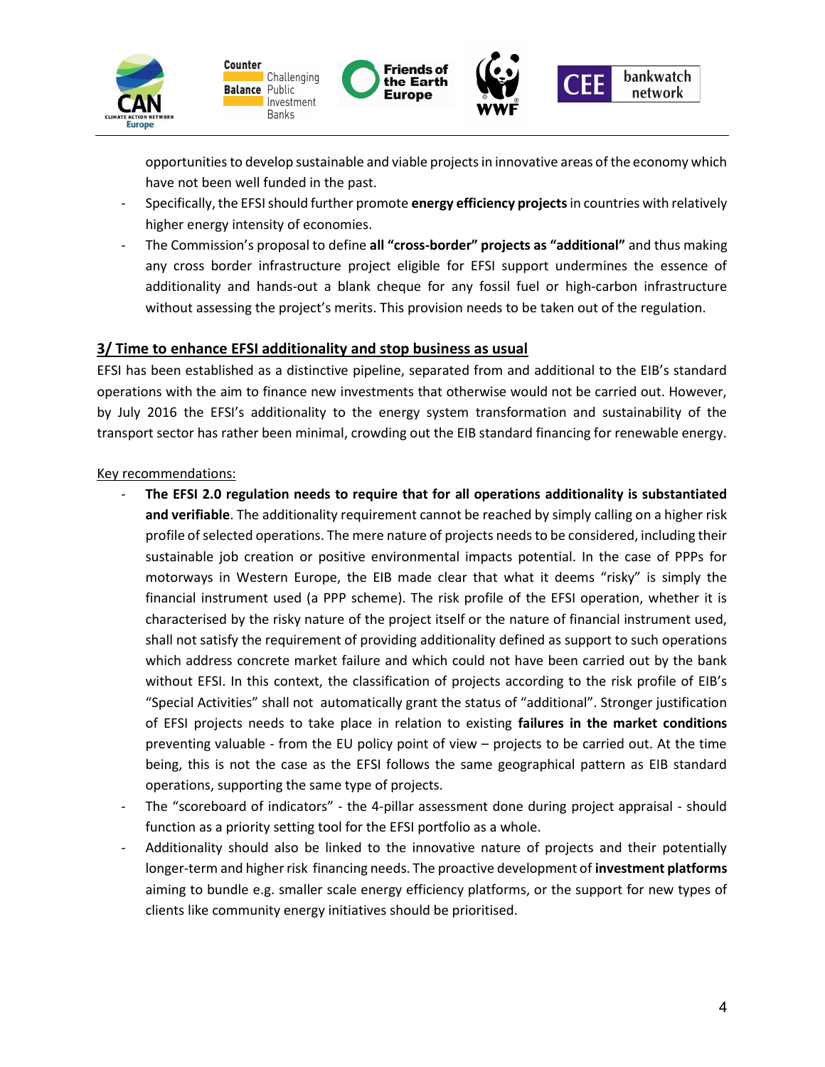opportunities to develop sustainable and viable projects in innovative areas of the economy which have not been well funded in the past.

- Specifically, the EFSI should further promote **energy efficiency projects** in countries with relatively higher energy intensity of economies.
- The Commission's proposal to define **all "cross-border" projects as "additional"** and thus making any cross border infrastructure project eligible for EFSI support undermines the essence of additionality and hands-out a blank cheque for any fossil fuel or high-carbon infrastructure without assessing the project's merits. This provision needs to be taken out of the regulation.

## 3/ Time to enhance EFSI additionality and stop business as usual

EFSI has been established as a distinctive pipeline, separated from and additional to the EIB's standard operations with the aim to finance new investments that otherwise would not be carried out. However, by July 2016 the EFSI's additionality to the energy system transformation and sustainability of the transport sector has rather been minimal, crowding out the EIB standard financing for renewable energy.

Key recommendations:

- **The EFSI 2.0 regulation needs to require that for all operations additionality is substantiated and verifiable**. The additionality requirement cannot be reached by simply calling on a higher risk profile of selected operations. The mere nature of projects needs to be considered, including their sustainable job creation or positive environmental impacts potential. In the case of PPPs for motorways in Western Europe, the EIB made clear that what it deems "risky" is simply the financial instrument used (a PPP scheme). The risk profile of the EFSI operation, whether it is characterised by the risky nature of the project itself or the nature of financial instrument used, shall not satisfy the requirement of providing additionality defined as support to such operations which address concrete market failure and which could not have been carried out by the bank without EFSI. In this context, the classification of projects according to the risk profile of EIB's "Special Activities" shall not automatically grant the status of "additional". Stronger justification of EFSI projects needs to take place in relation to existing **failures in the market conditions** preventing valuable - from the EU policy point of view – projects to be carried out. At the time being, this is not the case as the EFSI follows the same geographical pattern as EIB standard operations, supporting the same type of projects.
- The "scoreboard of indicators" - the 4-pillar assessment done during project appraisal - should function as a priority setting tool for the EFSI portfolio as a whole.
- Additionality should also be linked to the innovative nature of projects and their potentially longer-term and higher risk financing needs. The proactive development of **investment platforms** aiming to bundle e.g. smaller scale energy efficiency platforms, or the support for new types of clients like community energy initiatives should be prioritised.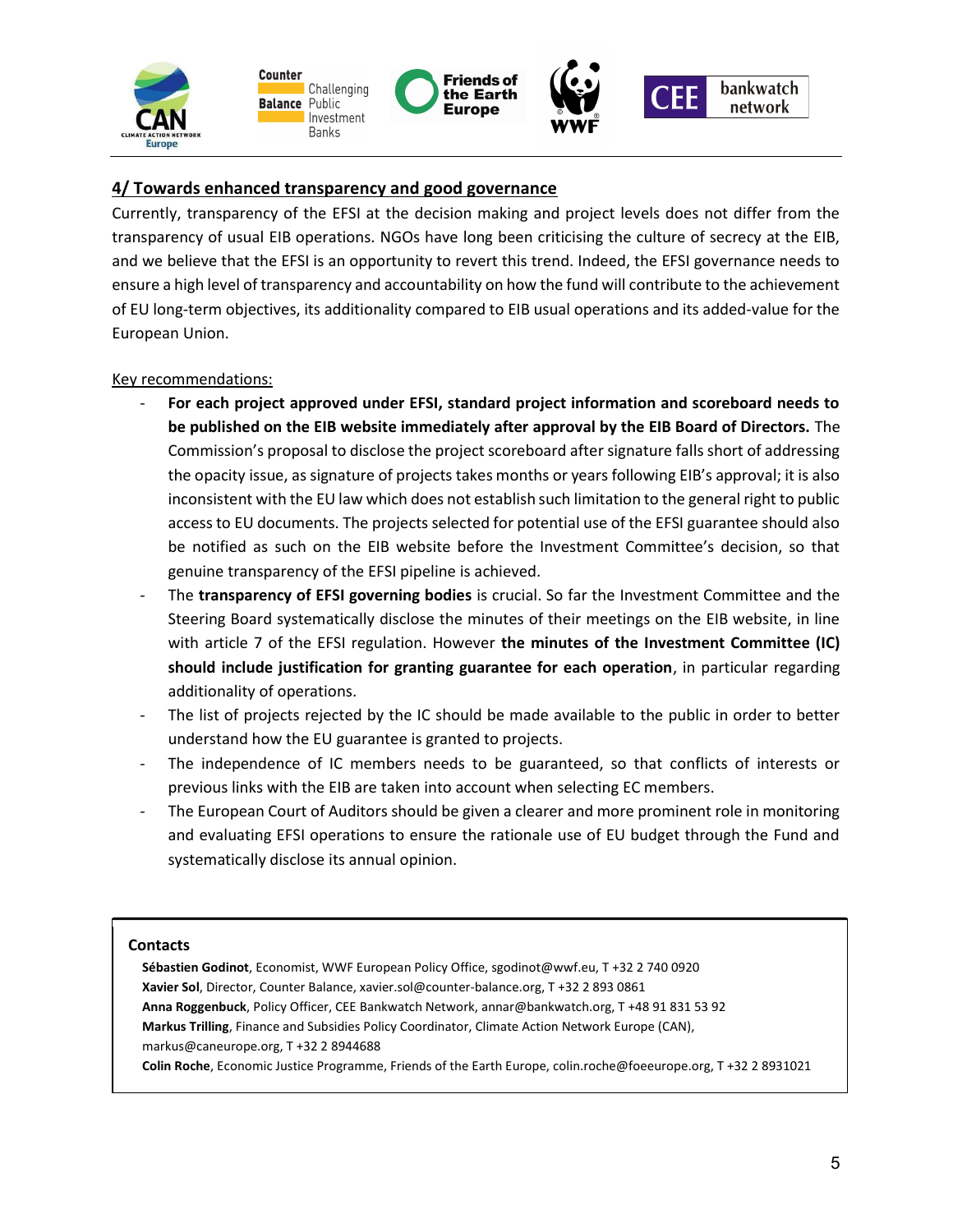## 4/ Towards enhanced transparency and good governance

Currently, transparency of the EFSI at the decision making and project levels does not differ from the transparency of usual EIB operations. NGOs have long been criticising the culture of secrecy at the EIB, and we believe that the EFSI is an opportunity to revert this trend. Indeed, the EFSI governance needs to ensure a high level of transparency and accountability on how the fund will contribute to the achievement of EU long-term objectives, its additionality compared to EIB usual operations and its added-value for the European Union.

Key recommendations:

- **For each project approved under EFSI, standard project information and scoreboard needs to be published on the EIB website immediately after approval by the EIB Board of Directors.** The Commission's proposal to disclose the project scoreboard after signature falls short of addressing the opacity issue, as signature of projects takes months or years following EIB's approval; it is also inconsistent with the EU law which does not establish such limitation to the general right to public access to EU documents. The projects selected for potential use of the EFSI guarantee should also be notified as such on the EIB website before the Investment Committee's decision, so that genuine transparency of the EFSI pipeline is achieved.
- The **transparency of EFSI governing bodies** is crucial. So far the Investment Committee and the Steering Board systematically disclose the minutes of their meetings on the EIB website, in line with article 7 of the EFSI regulation. However **the minutes of the Investment Committee (IC) should include justification for granting guarantee for each operation**, in particular regarding additionality of operations.
- The list of projects rejected by the IC should be made available to the public in order to better understand how the EU guarantee is granted to projects.
- The independence of IC members needs to be guaranteed, so that conflicts of interests or previous links with the EIB are taken into account when selecting EC members.
- The European Court of Auditors should be given a clearer and more prominent role in monitoring and evaluating EFSI operations to ensure the rationale use of EU budget through the Fund and systematically disclose its annual opinion.

**Contacts**

**Sébastien Godinot**, Economist, WWF European Policy Office, sgodinot@wwf.eu, T +32 2 740 0920
**Xavier Sol**, Director, Counter Balance, xavier.sol@counter-balance.org, T +32 2 893 0861
**Anna Roggenbuck**, Policy Officer, CEE Bankwatch Network, annar@bankwatch.org, T +48 91 831 53 92
**Markus Trilling**, Finance and Subsidies Policy Coordinator, Climate Action Network Europe (CAN), markus@caneurope.org, T +32 2 8944688
**Colin Roche**, Economic Justice Programme, Friends of the Earth Europe, colin.roche@foeeurope.org, T +32 2 8931021